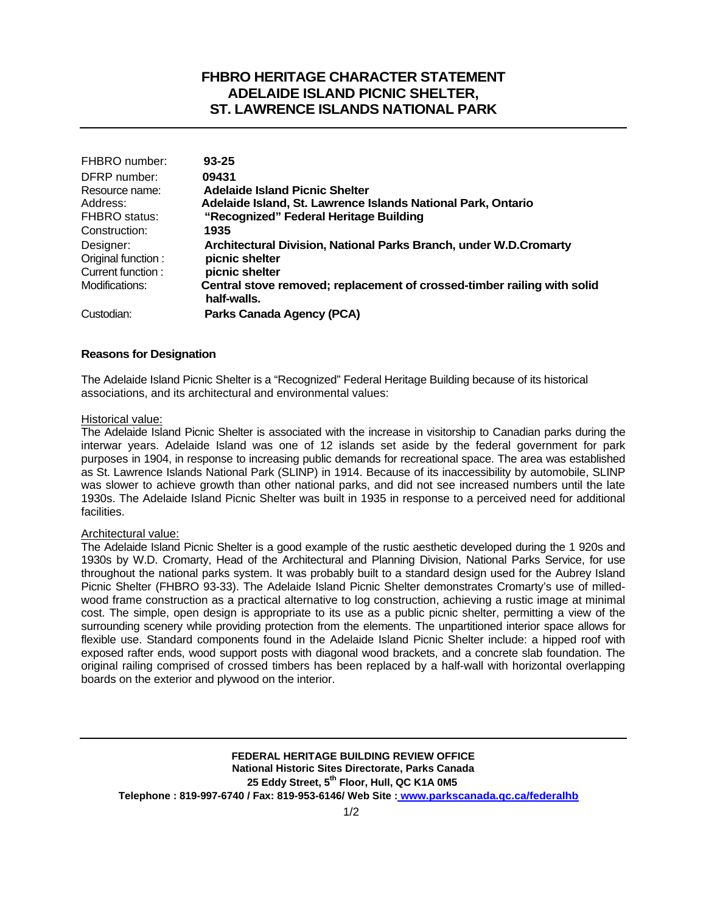# FHBRO HERITAGE CHARACTER STATEMENT
# ADELAIDE ISLAND PICNIC SHELTER,
# ST. LAWRENCE ISLANDS NATIONAL PARK

| | |
|---|---|
| FHBRO number: | **93-25** |
| DFRP number: | **09431** |
| Resource name: | **Adelaide Island Picnic Shelter** |
| Address: | **Adelaide Island, St. Lawrence Islands National Park, Ontario** |
| FHBRO status: | **"Recognized" Federal Heritage Building** |
| Construction: | **1935** |
| Designer: | **Architectural Division, National Parks Branch, under W.D.Cromarty** |
| Original function : | **picnic shelter** |
| Current function : | **picnic shelter** |
| Modifications: | **Central stove removed; replacement of crossed-timber railing with solid half-walls.** |
| Custodian: | **Parks Canada Agency (PCA)** |

### Reasons for Designation

The Adelaide Island Picnic Shelter is a "Recognized" Federal Heritage Building because of its historical associations, and its architectural and environmental values:

Historical value:

The Adelaide Island Picnic Shelter is associated with the increase in visitorship to Canadian parks during the interwar years. Adelaide Island was one of 12 islands set aside by the federal government for park purposes in 1904, in response to increasing public demands for recreational space. The area was established as St. Lawrence Islands National Park (SLINP) in 1914. Because of its inaccessibility by automobile, SLINP was slower to achieve growth than other national parks, and did not see increased numbers until the late 1930s. The Adelaide Island Picnic Shelter was built in 1935 in response to a perceived need for additional facilities.

Architectural value:

The Adelaide Island Picnic Shelter is a good example of the rustic aesthetic developed during the 1 920s and 1930s by W.D. Cromarty, Head of the Architectural and Planning Division, National Parks Service, for use throughout the national parks system. It was probably built to a standard design used for the Aubrey Island Picnic Shelter (FHBRO 93-33). The Adelaide Island Picnic Shelter demonstrates Cromarty's use of milled-wood frame construction as a practical alternative to log construction, achieving a rustic image at minimal cost. The simple, open design is appropriate to its use as a public picnic shelter, permitting a view of the surrounding scenery while providing protection from the elements. The unpartitioned interior space allows for flexible use. Standard components found in the Adelaide Island Picnic Shelter include: a hipped roof with exposed rafter ends, wood support posts with diagonal wood brackets, and a concrete slab foundation. The original railing comprised of crossed timbers has been replaced by a half-wall with horizontal overlapping boards on the exterior and plywood on the interior.

**FEDERAL HERITAGE BUILDING REVIEW OFFICE**
**National Historic Sites Directorate, Parks Canada**
**25 Eddy Street, 5th Floor, Hull, QC K1A 0M5**
**Telephone : 819-997-6740 / Fax: 819-953-6146/ Web Site : www.parkscanada.gc.ca/federalhb**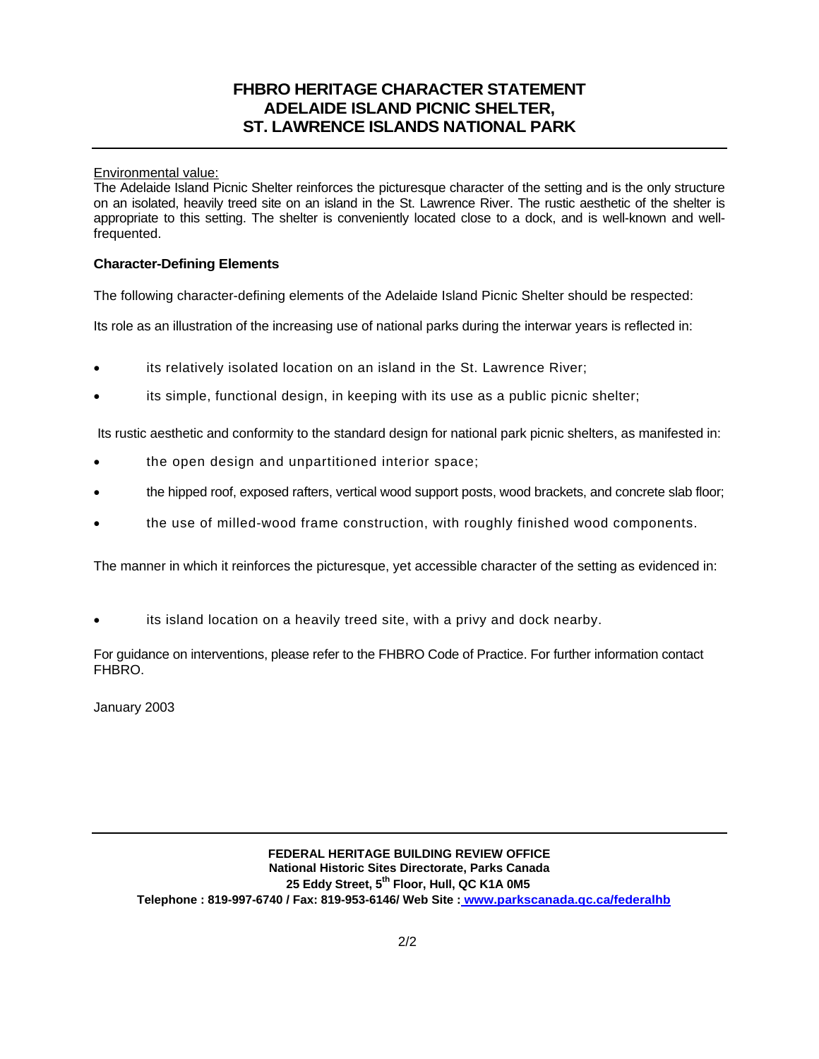# FHBRO HERITAGE CHARACTER STATEMENT
# ADELAIDE ISLAND PICNIC SHELTER,
# ST. LAWRENCE ISLANDS NATIONAL PARK

Environmental value:
The Adelaide Island Picnic Shelter reinforces the picturesque character of the setting and is the only structure on an isolated, heavily treed site on an island in the St. Lawrence River. The rustic aesthetic of the shelter is appropriate to this setting. The shelter is conveniently located close to a dock, and is well-known and well-frequented.

**Character-Defining Elements**

The following character-defining elements of the Adelaide Island Picnic Shelter should be respected:

Its role as an illustration of the increasing use of national parks during the interwar years is reflected in:

- its relatively isolated location on an island in the St. Lawrence River;
- its simple, functional design, in keeping with its use as a public picnic shelter;

Its rustic aesthetic and conformity to the standard design for national park picnic shelters, as manifested in:

- the open design and unpartitioned interior space;
- the hipped roof, exposed rafters, vertical wood support posts, wood brackets, and concrete slab floor;
- the use of milled-wood frame construction, with roughly finished wood components.

The manner in which it reinforces the picturesque, yet accessible character of the setting as evidenced in:

- its island location on a heavily treed site, with a privy and dock nearby.

For guidance on interventions, please refer to the FHBRO Code of Practice. For further information contact FHBRO.

January 2003

**FEDERAL HERITAGE BUILDING REVIEW OFFICE**
**National Historic Sites Directorate, Parks Canada**
**25 Eddy Street, 5th Floor, Hull, QC K1A 0M5**
**Telephone : 819-997-6740 / Fax: 819-953-6146/ Web Site : www.parkscanada.gc.ca/federalhb**